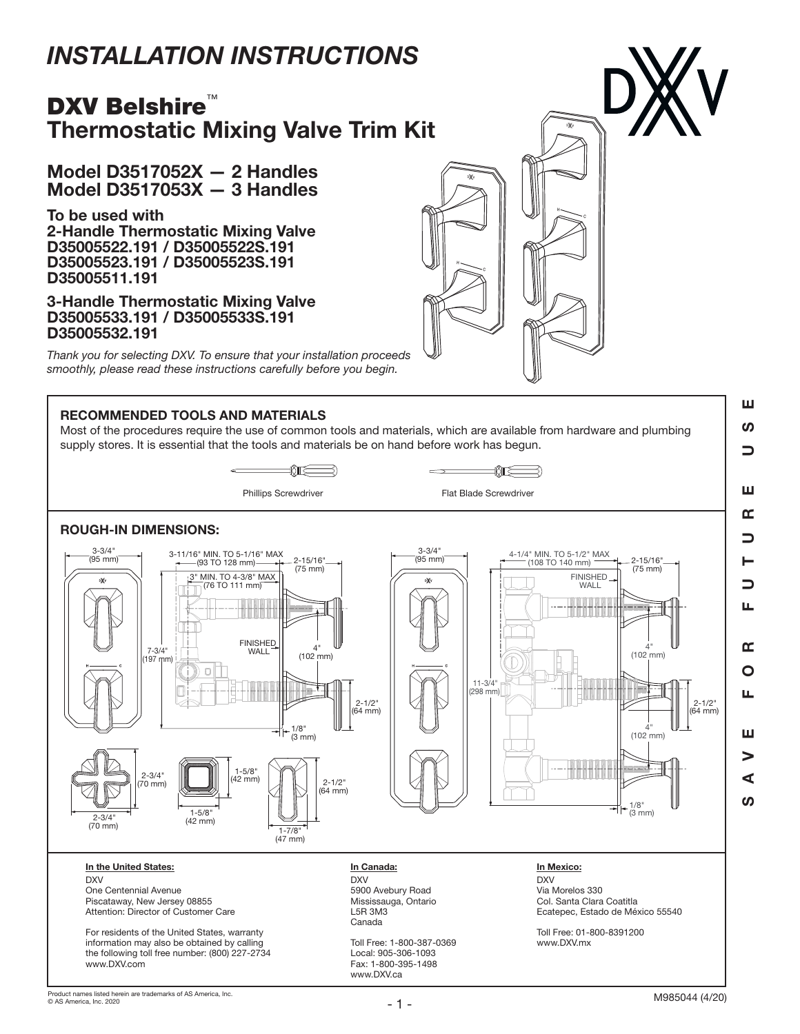# INSTALLATION INSTRUCTIONS

## DXV Belshire™
## Thermostatic Mixing Valve Trim Kit

### Model D3517052X — 2 Handles
### Model D3517053X — 3 Handles

**To be used with**
**2-Handle Thermostatic Mixing Valve**
**D35005522.191 / D35005522S.191**
**D35005523.191 / D35005523S.191**
**D35005511.191**

**3-Handle Thermostatic Mixing Valve**
**D35005533.191 / D35005533S.191**
**D35005532.191**

*Thank you for selecting DXV. To ensure that your installation proceeds smoothly, please read these instructions carefully before you begin.*

SAVE FOR FUTURE USE

### RECOMMENDED TOOLS AND MATERIALS

Most of the procedures require the use of common tools and materials, which are available from hardware and plumbing supply stores. It is essential that the tools and materials be on hand before work has begun.

Phillips Screwdriver

Flat Blade Screwdriver

### ROUGH-IN DIMENSIONS:

3-3/4" (95 mm)

3-11/16" MIN. TO 5-1/16" MAX (93 TO 128 mm)

2-15/16" (75 mm)

3" MIN. TO 4-3/8" MAX (76 TO 111 mm)

FINISHED WALL

7-3/4" (197 mm)

4" (102 mm)

2-1/2" (64 mm)

1/8" (3 mm)

2-3/4" (70 mm)

2-3/4" (70 mm)

1-5/8" (42 mm)

1-5/8" (42 mm)

2-1/2" (64 mm)

1-7/8" (47 mm)

3-3/4" (95 mm)

4-1/4" MIN. TO 5-1/2" MAX (108 TO 140 mm)

2-15/16" (75 mm)

FINISHED WALL

11-3/4" (298 mm)

4" (102 mm)

2-1/2" (64 mm)

4" (102 mm)

1/8" (3 mm)

**In the United States:**
DXV
One Centennial Avenue
Piscataway, New Jersey 08855
Attention: Director of Customer Care

For residents of the United States, warranty information may also be obtained by calling the following toll free number: (800) 227-2734
www.DXV.com

**In Canada:**
DXV
5900 Avebury Road
Mississauga, Ontario
L5R 3M3
Canada

Toll Free: 1-800-387-0369
Local: 905-306-1093
Fax: 1-800-395-1498
www.DXV.ca

**In Mexico:**
DXV
Via Morelos 330
Col. Santa Clara Coatitla
Ecatepec, Estado de México 55540

Toll Free: 01-800-8391200
www.DXV.mx

Product names listed herein are trademarks of AS America, Inc.
© AS America, Inc. 2020

M985044 (4/20)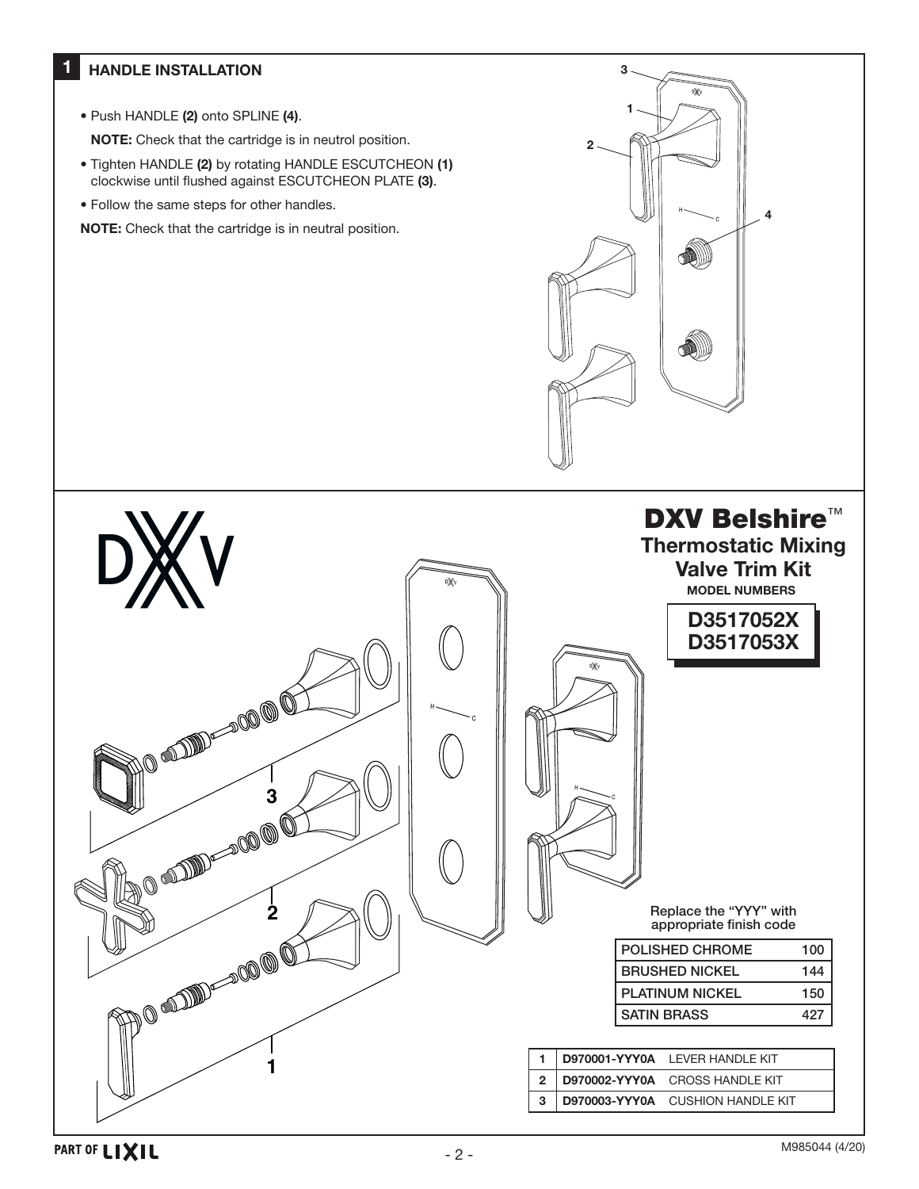## 1 HANDLE INSTALLATION

- Push HANDLE **(2)** onto SPLINE **(4)**.

  **NOTE:** Check that the cartridge is in neutrol position.

- Tighten HANDLE **(2)** by rotating HANDLE ESCUTCHEON **(1)** clockwise until flushed against ESCUTCHEON PLATE **(3)**.
- Follow the same steps for other handles.

**NOTE:** Check that the cartridge is in neutral position.

# DXV Belshire™

## Thermostatic Mixing Valve Trim Kit

**MODEL NUMBERS**

**D3517052X**
**D3517053X**

Replace the "YYY" with appropriate finish code

| | |
|---|---|
| POLISHED CHROME | 100 |
| BRUSHED NICKEL | 144 |
| PLATINUM NICKEL | 150 |
| SATIN BRASS | 427 |

| | | |
|---|---|---|
| 1 | **D970001-YYY0A** | LEVER HANDLE KIT |
| 2 | **D970002-YYY0A** | CROSS HANDLE KIT |
| 3 | **D970003-YYY0A** | CUSHION HANDLE KIT |

M985044 (4/20)